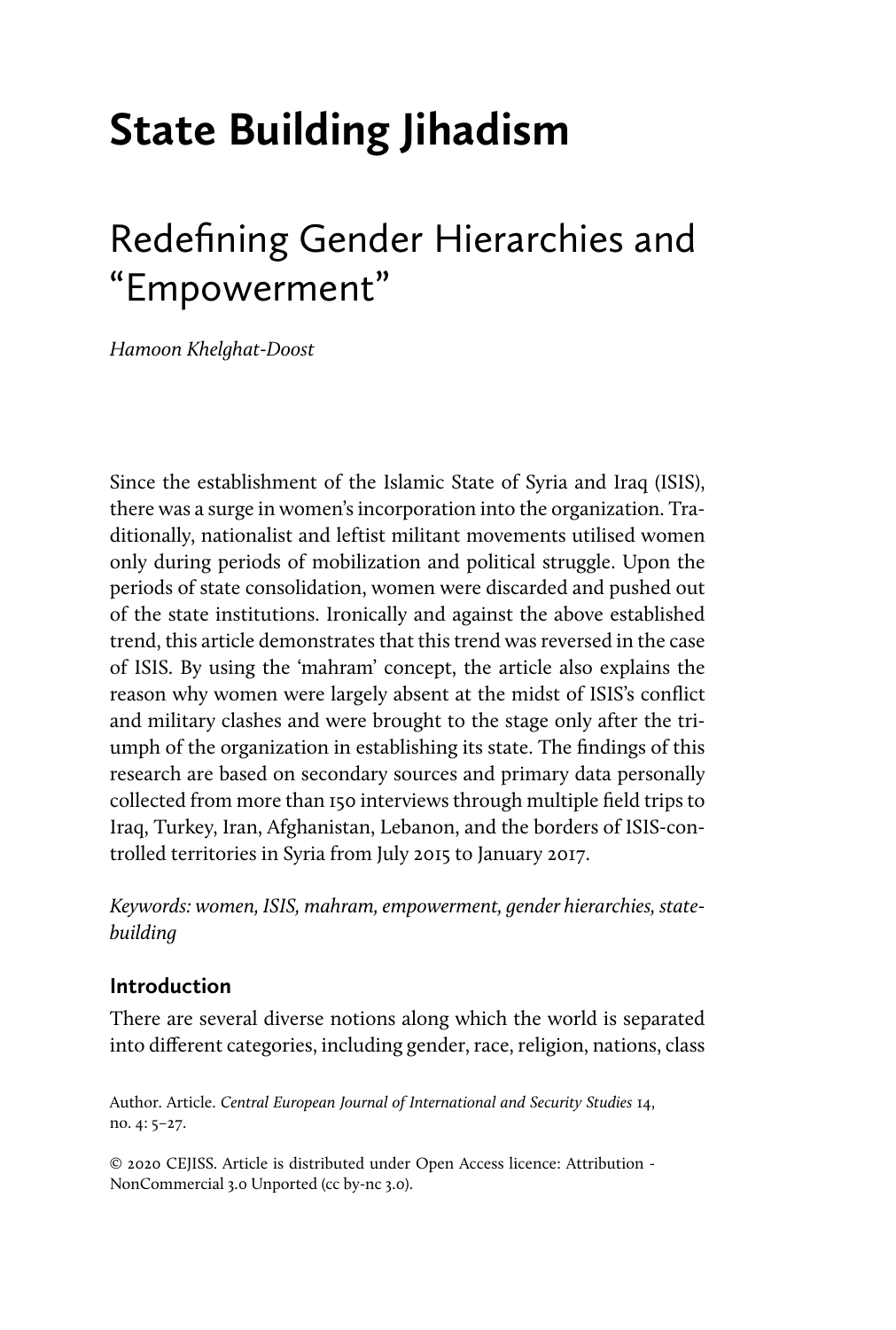# State Building Jihadism

## Redefining Gender Hierarchies and "Empowerment"

*Hamoon Khelghat-Doost*

Since the establishment of the Islamic State of Syria and Iraq (ISIS), there was a surge in women's incorporation into the organization. Traditionally, nationalist and leftist militant movements utilised women only during periods of mobilization and political struggle. Upon the periods of state consolidation, women were discarded and pushed out of the state institutions. Ironically and against the above established trend, this article demonstrates that this trend was reversed in the case of ISIS. By using the 'mahram' concept, the article also explains the reason why women were largely absent at the midst of ISIS's conflict and military clashes and were brought to the stage only after the triumph of the organization in establishing its state. The findings of this research are based on secondary sources and primary data personally collected from more than 150 interviews through multiple field trips to Iraq, Turkey, Iran, Afghanistan, Lebanon, and the borders of ISIS-controlled territories in Syria from July 2015 to January 2017.

*Keywords: women, ISIS, mahram, empowerment, gender hierarchies, state-building*

### Introduction

There are several diverse notions along which the world is separated into different categories, including gender, race, religion, nations, class

Author. Article. *Central European Journal of International and Security Studies* 14, no. 4: 5–27.

© 2020 CEJISS. Article is distributed under Open Access licence: Attribution - NonCommercial 3.0 Unported (cc by-nc 3.0).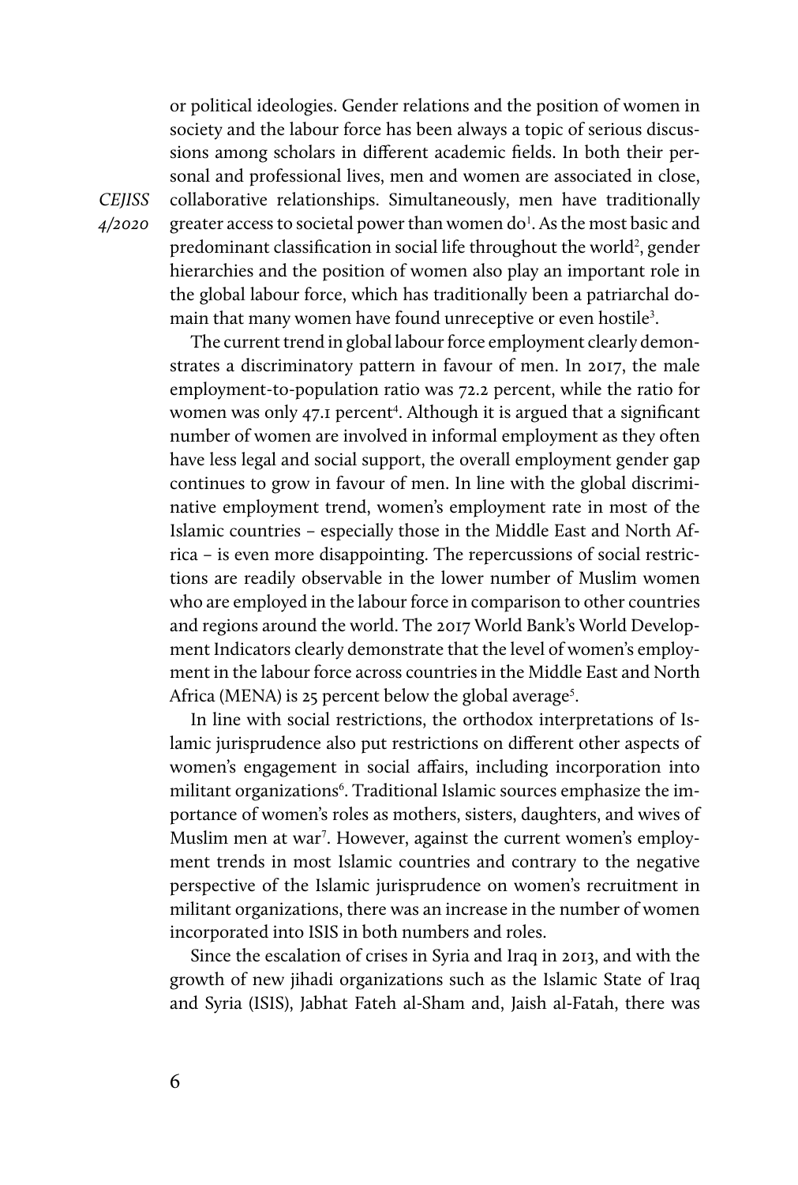or political ideologies. Gender relations and the position of women in society and the labour force has been always a topic of serious discussions among scholars in different academic fields. In both their personal and professional lives, men and women are associated in close, collaborative relationships. Simultaneously, men have traditionally greater access to societal power than women do[1]. As the most basic and predominant classification in social life throughout the world[2], gender hierarchies and the position of women also play an important role in the global labour force, which has traditionally been a patriarchal domain that many women have found unreceptive or even hostile[3].

The current trend in global labour force employment clearly demonstrates a discriminatory pattern in favour of men. In 2017, the male employment-to-population ratio was 72.2 percent, while the ratio for women was only 47.1 percent[4]. Although it is argued that a significant number of women are involved in informal employment as they often have less legal and social support, the overall employment gender gap continues to grow in favour of men. In line with the global discriminative employment trend, women's employment rate in most of the Islamic countries – especially those in the Middle East and North Africa – is even more disappointing. The repercussions of social restrictions are readily observable in the lower number of Muslim women who are employed in the labour force in comparison to other countries and regions around the world. The 2017 World Bank's World Development Indicators clearly demonstrate that the level of women's employment in the labour force across countries in the Middle East and North Africa (MENA) is 25 percent below the global average[5].

In line with social restrictions, the orthodox interpretations of Islamic jurisprudence also put restrictions on different other aspects of women's engagement in social affairs, including incorporation into militant organizations[6]. Traditional Islamic sources emphasize the importance of women's roles as mothers, sisters, daughters, and wives of Muslim men at war[7]. However, against the current women's employment trends in most Islamic countries and contrary to the negative perspective of the Islamic jurisprudence on women's recruitment in militant organizations, there was an increase in the number of women incorporated into ISIS in both numbers and roles.

Since the escalation of crises in Syria and Iraq in 2013, and with the growth of new jihadi organizations such as the Islamic State of Iraq and Syria (ISIS), Jabhat Fateh al-Sham and, Jaish al-Fatah, there was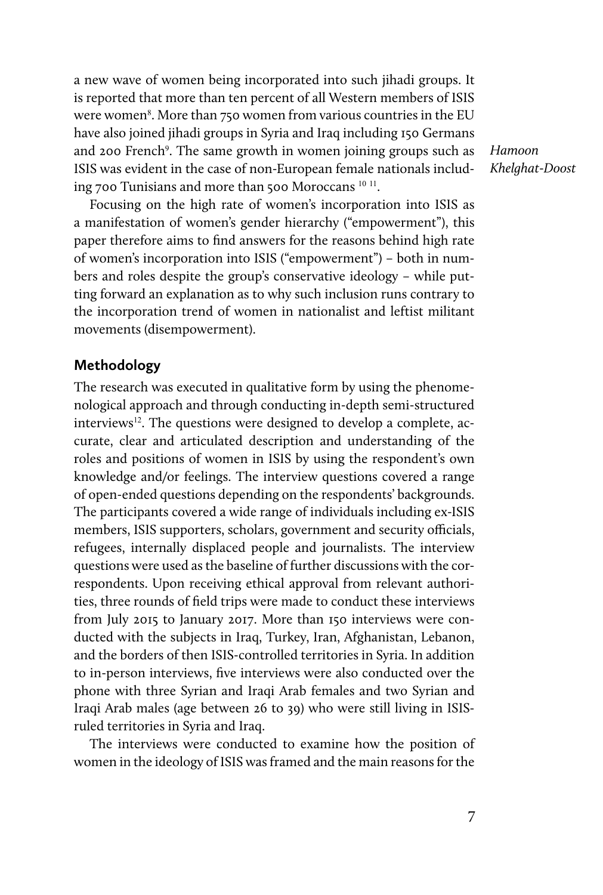a new wave of women being incorporated into such jihadi groups. It is reported that more than ten percent of all Western members of ISIS were women[8]. More than 750 women from various countries in the EU have also joined jihadi groups in Syria and Iraq including 150 Germans and 200 French[9]. The same growth in women joining groups such as ISIS was evident in the case of non-European female nationals including 700 Tunisians and more than 500 Moroccans [10] [11].

Focusing on the high rate of women's incorporation into ISIS as a manifestation of women's gender hierarchy ("empowerment"), this paper therefore aims to find answers for the reasons behind high rate of women's incorporation into ISIS ("empowerment") – both in numbers and roles despite the group's conservative ideology – while putting forward an explanation as to why such inclusion runs contrary to the incorporation trend of women in nationalist and leftist militant movements (disempowerment).

## Methodology

The research was executed in qualitative form by using the phenomenological approach and through conducting in-depth semi-structured interviews[12]. The questions were designed to develop a complete, accurate, clear and articulated description and understanding of the roles and positions of women in ISIS by using the respondent's own knowledge and/or feelings. The interview questions covered a range of open-ended questions depending on the respondents' backgrounds. The participants covered a wide range of individuals including ex-ISIS members, ISIS supporters, scholars, government and security officials, refugees, internally displaced people and journalists. The interview questions were used as the baseline of further discussions with the correspondents. Upon receiving ethical approval from relevant authorities, three rounds of field trips were made to conduct these interviews from July 2015 to January 2017. More than 150 interviews were conducted with the subjects in Iraq, Turkey, Iran, Afghanistan, Lebanon, and the borders of then ISIS-controlled territories in Syria. In addition to in-person interviews, five interviews were also conducted over the phone with three Syrian and Iraqi Arab females and two Syrian and Iraqi Arab males (age between 26 to 39) who were still living in ISIS-ruled territories in Syria and Iraq.

The interviews were conducted to examine how the position of women in the ideology of ISIS was framed and the main reasons for the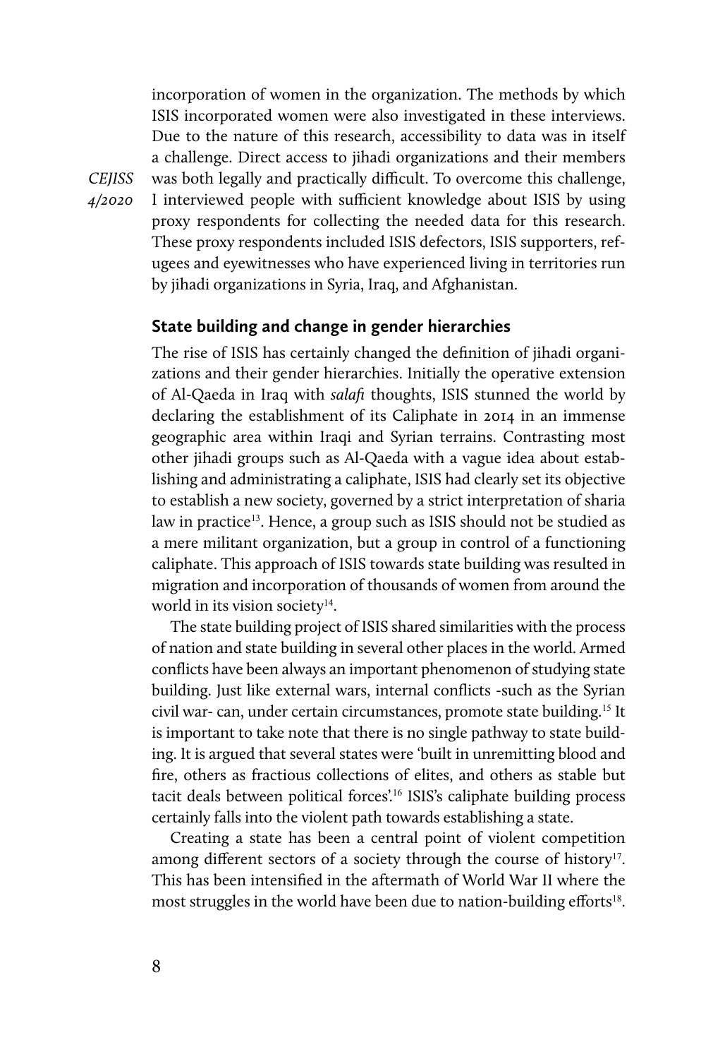incorporation of women in the organization. The methods by which ISIS incorporated women were also investigated in these interviews. Due to the nature of this research, accessibility to data was in itself a challenge. Direct access to jihadi organizations and their members was both legally and practically difficult. To overcome this challenge, I interviewed people with sufficient knowledge about ISIS by using proxy respondents for collecting the needed data for this research. These proxy respondents included ISIS defectors, ISIS supporters, refugees and eyewitnesses who have experienced living in territories run by jihadi organizations in Syria, Iraq, and Afghanistan.

## State building and change in gender hierarchies

The rise of ISIS has certainly changed the definition of jihadi organizations and their gender hierarchies. Initially the operative extension of Al-Qaeda in Iraq with *salafi* thoughts, ISIS stunned the world by declaring the establishment of its Caliphate in 2014 in an immense geographic area within Iraqi and Syrian terrains. Contrasting most other jihadi groups such as Al-Qaeda with a vague idea about establishing and administrating a caliphate, ISIS had clearly set its objective to establish a new society, governed by a strict interpretation of sharia law in practice[13]. Hence, a group such as ISIS should not be studied as a mere militant organization, but a group in control of a functioning caliphate. This approach of ISIS towards state building was resulted in migration and incorporation of thousands of women from around the world in its vision society[14].

The state building project of ISIS shared similarities with the process of nation and state building in several other places in the world. Armed conflicts have been always an important phenomenon of studying state building. Just like external wars, internal conflicts -such as the Syrian civil war- can, under certain circumstances, promote state building.[15] It is important to take note that there is no single pathway to state building. It is argued that several states were 'built in unremitting blood and fire, others as fractious collections of elites, and others as stable but tacit deals between political forces'.[16] ISIS's caliphate building process certainly falls into the violent path towards establishing a state.

Creating a state has been a central point of violent competition among different sectors of a society through the course of history[17]. This has been intensified in the aftermath of World War II where the most struggles in the world have been due to nation-building efforts[18].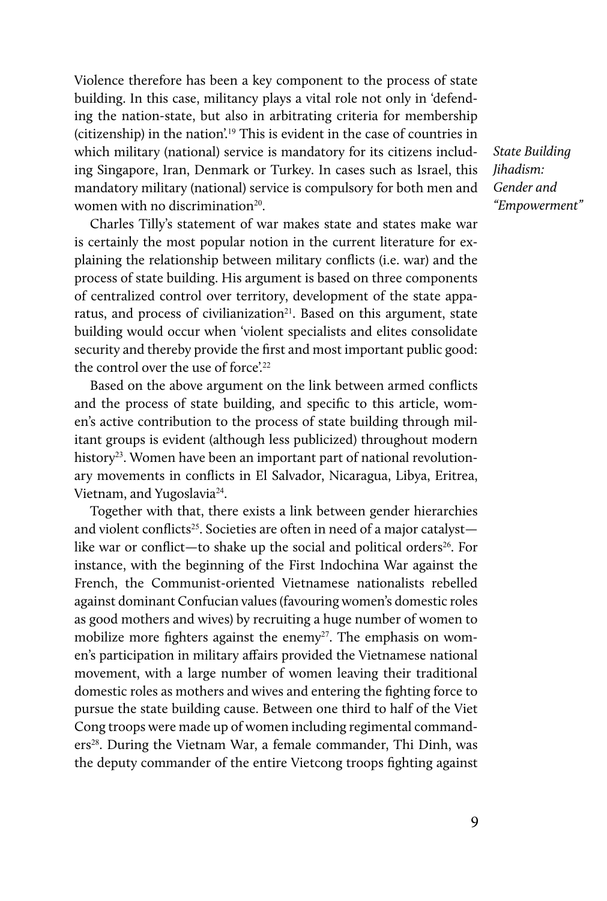Violence therefore has been a key component to the process of state building. In this case, militancy plays a vital role not only in 'defending the nation-state, but also in arbitrating criteria for membership (citizenship) in the nation'.[19] This is evident in the case of countries in which military (national) service is mandatory for its citizens including Singapore, Iran, Denmark or Turkey. In cases such as Israel, this mandatory military (national) service is compulsory for both men and women with no discrimination[20].

Charles Tilly's statement of war makes state and states make war is certainly the most popular notion in the current literature for explaining the relationship between military conflicts (i.e. war) and the process of state building. His argument is based on three components of centralized control over territory, development of the state apparatus, and process of civilianization[21]. Based on this argument, state building would occur when 'violent specialists and elites consolidate security and thereby provide the first and most important public good: the control over the use of force'.[22]

Based on the above argument on the link between armed conflicts and the process of state building, and specific to this article, women's active contribution to the process of state building through militant groups is evident (although less publicized) throughout modern history[23]. Women have been an important part of national revolutionary movements in conflicts in El Salvador, Nicaragua, Libya, Eritrea, Vietnam, and Yugoslavia[24].

Together with that, there exists a link between gender hierarchies and violent conflicts[25]. Societies are often in need of a major catalyst—like war or conflict—to shake up the social and political orders[26]. For instance, with the beginning of the First Indochina War against the French, the Communist-oriented Vietnamese nationalists rebelled against dominant Confucian values (favouring women's domestic roles as good mothers and wives) by recruiting a huge number of women to mobilize more fighters against the enemy[27]. The emphasis on women's participation in military affairs provided the Vietnamese national movement, with a large number of women leaving their traditional domestic roles as mothers and wives and entering the fighting force to pursue the state building cause. Between one third to half of the Viet Cong troops were made up of women including regimental commanders[28]. During the Vietnam War, a female commander, Thi Dinh, was the deputy commander of the entire Vietcong troops fighting against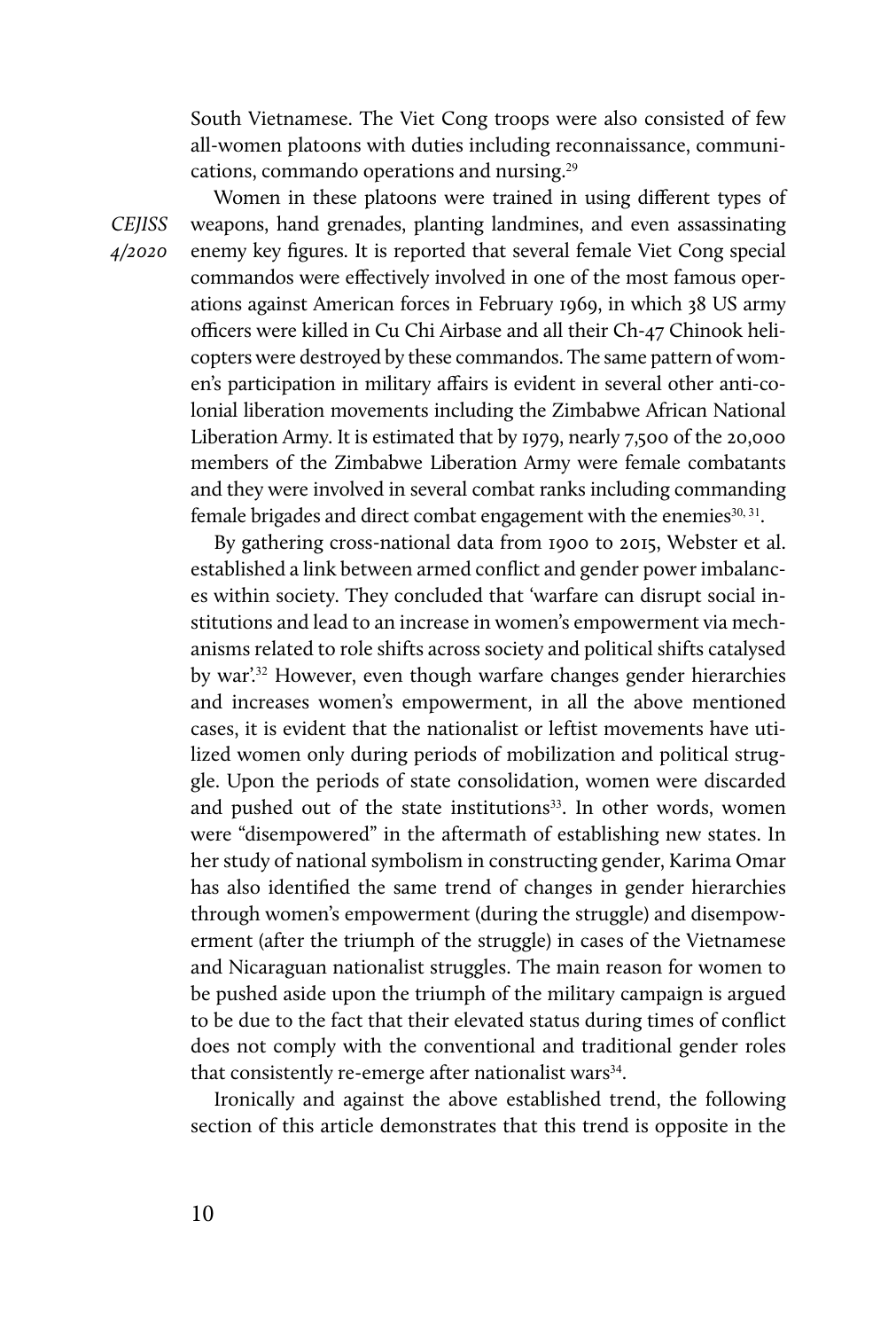South Vietnamese. The Viet Cong troops were also consisted of few all-women platoons with duties including reconnaissance, communications, commando operations and nursing.[29]

Women in these platoons were trained in using different types of weapons, hand grenades, planting landmines, and even assassinating enemy key figures. It is reported that several female Viet Cong special commandos were effectively involved in one of the most famous operations against American forces in February 1969, in which 38 US army officers were killed in Cu Chi Airbase and all their Ch-47 Chinook helicopters were destroyed by these commandos. The same pattern of women's participation in military affairs is evident in several other anti-colonial liberation movements including the Zimbabwe African National Liberation Army. It is estimated that by 1979, nearly 7,500 of the 20,000 members of the Zimbabwe Liberation Army were female combatants and they were involved in several combat ranks including commanding female brigades and direct combat engagement with the enemies[30, 31].

By gathering cross-national data from 1900 to 2015, Webster et al. established a link between armed conflict and gender power imbalances within society. They concluded that 'warfare can disrupt social institutions and lead to an increase in women's empowerment via mechanisms related to role shifts across society and political shifts catalysed by war'.[32] However, even though warfare changes gender hierarchies and increases women's empowerment, in all the above mentioned cases, it is evident that the nationalist or leftist movements have utilized women only during periods of mobilization and political struggle. Upon the periods of state consolidation, women were discarded and pushed out of the state institutions[33]. In other words, women were "disempowered" in the aftermath of establishing new states. In her study of national symbolism in constructing gender, Karima Omar has also identified the same trend of changes in gender hierarchies through women's empowerment (during the struggle) and disempowerment (after the triumph of the struggle) in cases of the Vietnamese and Nicaraguan nationalist struggles. The main reason for women to be pushed aside upon the triumph of the military campaign is argued to be due to the fact that their elevated status during times of conflict does not comply with the conventional and traditional gender roles that consistently re-emerge after nationalist wars[34].

Ironically and against the above established trend, the following section of this article demonstrates that this trend is opposite in the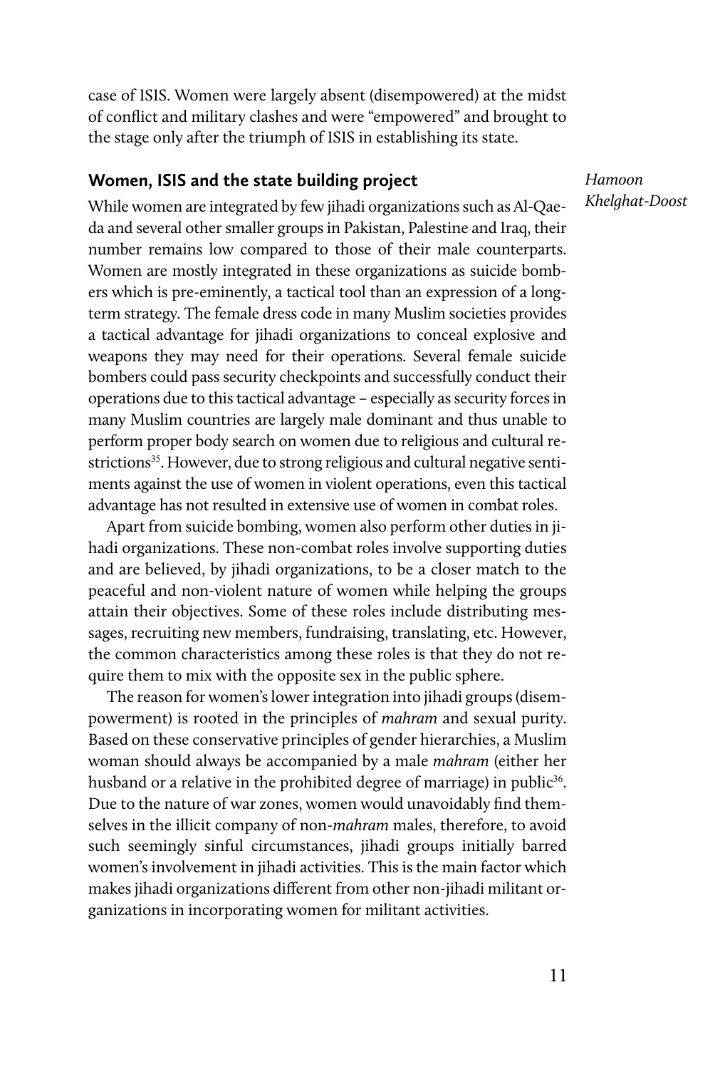case of ISIS. Women were largely absent (disempowered) at the midst of conflict and military clashes and were "empowered" and brought to the stage only after the triumph of ISIS in establishing its state.

## Women, ISIS and the state building project

While women are integrated by few jihadi organizations such as Al-Qaeda and several other smaller groups in Pakistan, Palestine and Iraq, their number remains low compared to those of their male counterparts. Women are mostly integrated in these organizations as suicide bombers which is pre-eminently, a tactical tool than an expression of a long-term strategy. The female dress code in many Muslim societies provides a tactical advantage for jihadi organizations to conceal explosive and weapons they may need for their operations. Several female suicide bombers could pass security checkpoints and successfully conduct their operations due to this tactical advantage – especially as security forces in many Muslim countries are largely male dominant and thus unable to perform proper body search on women due to religious and cultural restrictions[35]. However, due to strong religious and cultural negative sentiments against the use of women in violent operations, even this tactical advantage has not resulted in extensive use of women in combat roles.

Apart from suicide bombing, women also perform other duties in jihadi organizations. These non-combat roles involve supporting duties and are believed, by jihadi organizations, to be a closer match to the peaceful and non-violent nature of women while helping the groups attain their objectives. Some of these roles include distributing messages, recruiting new members, fundraising, translating, etc. However, the common characteristics among these roles is that they do not require them to mix with the opposite sex in the public sphere.

The reason for women's lower integration into jihadi groups (disempowerment) is rooted in the principles of *mahram* and sexual purity. Based on these conservative principles of gender hierarchies, a Muslim woman should always be accompanied by a male *mahram* (either her husband or a relative in the prohibited degree of marriage) in public[36]. Due to the nature of war zones, women would unavoidably find themselves in the illicit company of non-*mahram* males, therefore, to avoid such seemingly sinful circumstances, jihadi groups initially barred women's involvement in jihadi activities. This is the main factor which makes jihadi organizations different from other non-jihadi militant organizations in incorporating women for militant activities.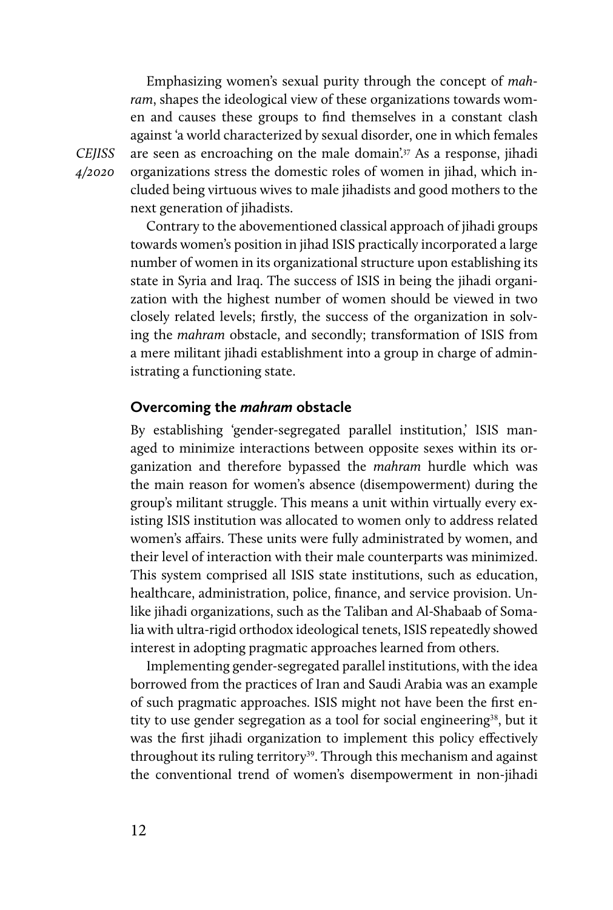Emphasizing women's sexual purity through the concept of *mahram*, shapes the ideological view of these organizations towards women and causes these groups to find themselves in a constant clash against 'a world characterized by sexual disorder, one in which females are seen as encroaching on the male domain'.[37] As a response, jihadi organizations stress the domestic roles of women in jihad, which included being virtuous wives to male jihadists and good mothers to the next generation of jihadists.

Contrary to the abovementioned classical approach of jihadi groups towards women's position in jihad ISIS practically incorporated a large number of women in its organizational structure upon establishing its state in Syria and Iraq. The success of ISIS in being the jihadi organization with the highest number of women should be viewed in two closely related levels; firstly, the success of the organization in solving the *mahram* obstacle, and secondly; transformation of ISIS from a mere militant jihadi establishment into a group in charge of administrating a functioning state.

## Overcoming the *mahram* obstacle

By establishing 'gender-segregated parallel institution,' ISIS managed to minimize interactions between opposite sexes within its organization and therefore bypassed the *mahram* hurdle which was the main reason for women's absence (disempowerment) during the group's militant struggle. This means a unit within virtually every existing ISIS institution was allocated to women only to address related women's affairs. These units were fully administrated by women, and their level of interaction with their male counterparts was minimized. This system comprised all ISIS state institutions, such as education, healthcare, administration, police, finance, and service provision. Unlike jihadi organizations, such as the Taliban and Al-Shabaab of Somalia with ultra-rigid orthodox ideological tenets, ISIS repeatedly showed interest in adopting pragmatic approaches learned from others.

Implementing gender-segregated parallel institutions, with the idea borrowed from the practices of Iran and Saudi Arabia was an example of such pragmatic approaches. ISIS might not have been the first entity to use gender segregation as a tool for social engineering[38], but it was the first jihadi organization to implement this policy effectively throughout its ruling territory[39]. Through this mechanism and against the conventional trend of women's disempowerment in non-jihadi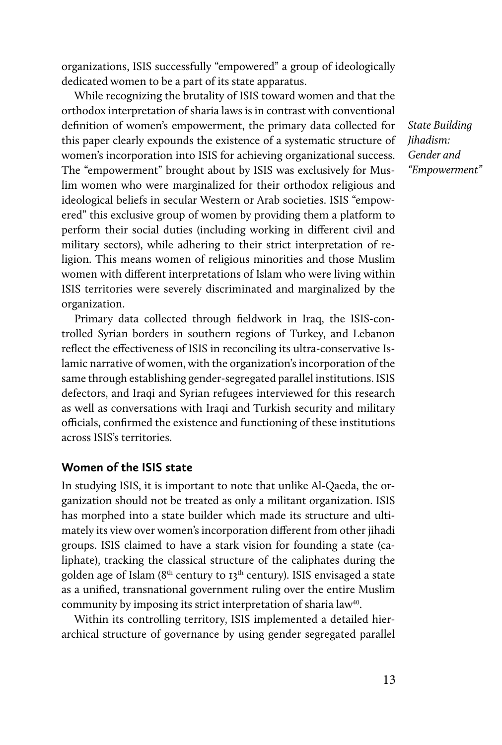organizations, ISIS successfully "empowered" a group of ideologically dedicated women to be a part of its state apparatus.

While recognizing the brutality of ISIS toward women and that the orthodox interpretation of sharia laws is in contrast with conventional definition of women's empowerment, the primary data collected for this paper clearly expounds the existence of a systematic structure of women's incorporation into ISIS for achieving organizational success. The "empowerment" brought about by ISIS was exclusively for Muslim women who were marginalized for their orthodox religious and ideological beliefs in secular Western or Arab societies. ISIS "empowered" this exclusive group of women by providing them a platform to perform their social duties (including working in different civil and military sectors), while adhering to their strict interpretation of religion. This means women of religious minorities and those Muslim women with different interpretations of Islam who were living within ISIS territories were severely discriminated and marginalized by the organization.

Primary data collected through fieldwork in Iraq, the ISIS-controlled Syrian borders in southern regions of Turkey, and Lebanon reflect the effectiveness of ISIS in reconciling its ultra-conservative Islamic narrative of women, with the organization's incorporation of the same through establishing gender-segregated parallel institutions. ISIS defectors, and Iraqi and Syrian refugees interviewed for this research as well as conversations with Iraqi and Turkish security and military officials, confirmed the existence and functioning of these institutions across ISIS's territories.

## Women of the ISIS state

In studying ISIS, it is important to note that unlike Al-Qaeda, the organization should not be treated as only a militant organization. ISIS has morphed into a state builder which made its structure and ultimately its view over women's incorporation different from other jihadi groups. ISIS claimed to have a stark vision for founding a state (caliphate), tracking the classical structure of the caliphates during the golden age of Islam (8th century to 13th century). ISIS envisaged a state as a unified, transnational government ruling over the entire Muslim community by imposing its strict interpretation of sharia law[40].

Within its controlling territory, ISIS implemented a detailed hierarchical structure of governance by using gender segregated parallel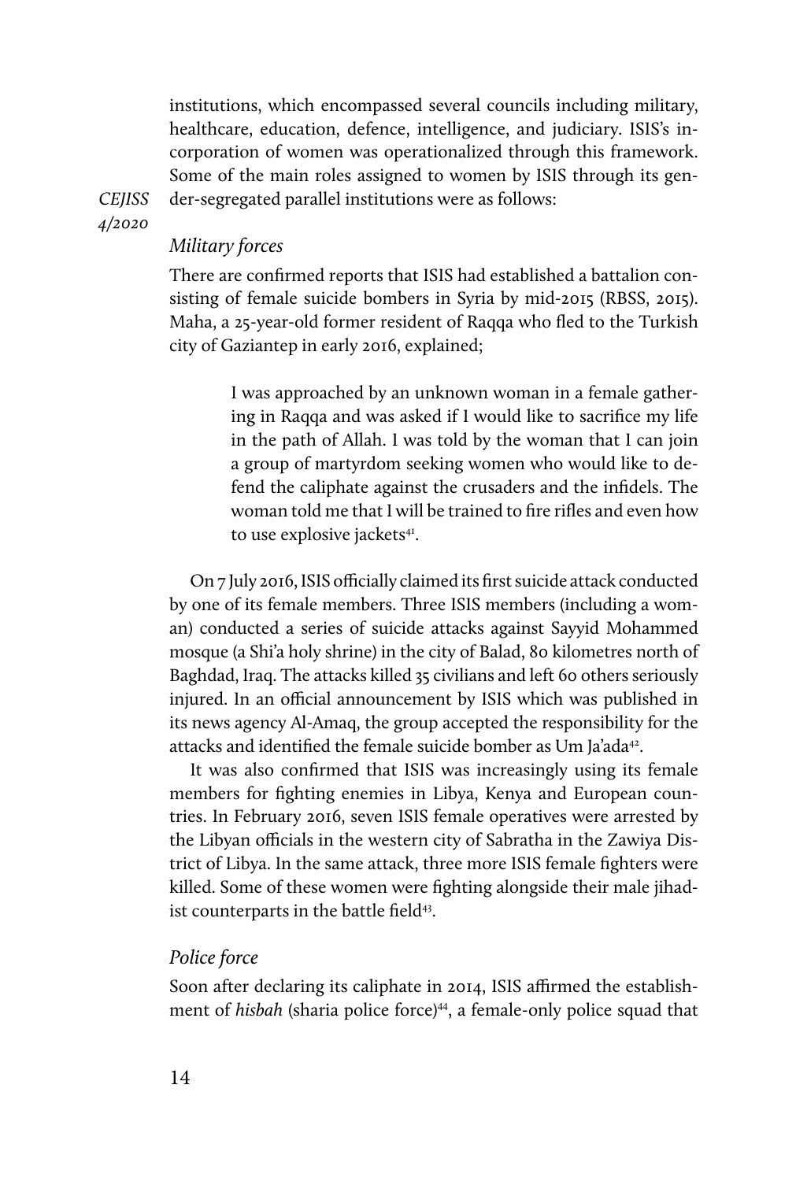institutions, which encompassed several councils including military, healthcare, education, defence, intelligence, and judiciary. ISIS's incorporation of women was operationalized through this framework. Some of the main roles assigned to women by ISIS through its gender-segregated parallel institutions were as follows:

### *Military forces*

There are confirmed reports that ISIS had established a battalion consisting of female suicide bombers in Syria by mid-2015 (RBSS, 2015). Maha, a 25-year-old former resident of Raqqa who fled to the Turkish city of Gaziantep in early 2016, explained;

> I was approached by an unknown woman in a female gathering in Raqqa and was asked if I would like to sacrifice my life in the path of Allah. I was told by the woman that I can join a group of martyrdom seeking women who would like to defend the caliphate against the crusaders and the infidels. The woman told me that I will be trained to fire rifles and even how to use explosive jackets[41].

On 7 July 2016, ISIS officially claimed its first suicide attack conducted by one of its female members. Three ISIS members (including a woman) conducted a series of suicide attacks against Sayyid Mohammed mosque (a Shi'a holy shrine) in the city of Balad, 80 kilometres north of Baghdad, Iraq. The attacks killed 35 civilians and left 60 others seriously injured. In an official announcement by ISIS which was published in its news agency Al-Amaq, the group accepted the responsibility for the attacks and identified the female suicide bomber as Um Ja'ada[42].

It was also confirmed that ISIS was increasingly using its female members for fighting enemies in Libya, Kenya and European countries. In February 2016, seven ISIS female operatives were arrested by the Libyan officials in the western city of Sabratha in the Zawiya District of Libya. In the same attack, three more ISIS female fighters were killed. Some of these women were fighting alongside their male jihadist counterparts in the battle field[43].

### *Police force*

Soon after declaring its caliphate in 2014, ISIS affirmed the establishment of *hisbah* (sharia police force)[44], a female-only police squad that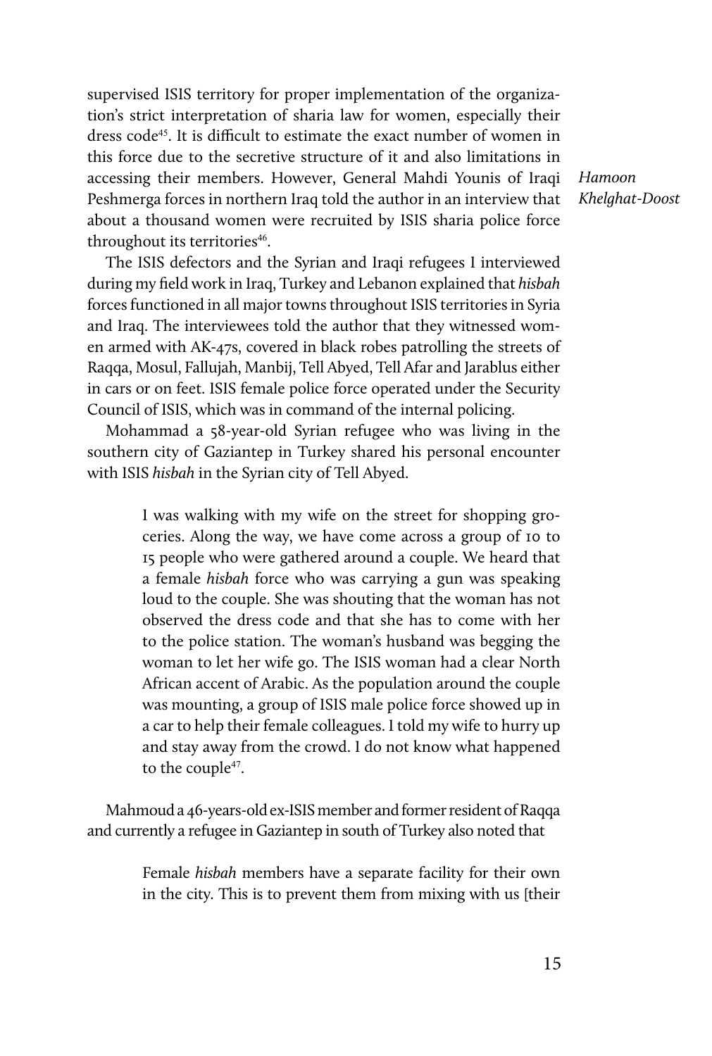supervised ISIS territory for proper implementation of the organization's strict interpretation of sharia law for women, especially their dress code[45]. It is difficult to estimate the exact number of women in this force due to the secretive structure of it and also limitations in accessing their members. However, General Mahdi Younis of Iraqi Peshmerga forces in northern Iraq told the author in an interview that about a thousand women were recruited by ISIS sharia police force throughout its territories[46].

The ISIS defectors and the Syrian and Iraqi refugees I interviewed during my field work in Iraq, Turkey and Lebanon explained that *hisbah* forces functioned in all major towns throughout ISIS territories in Syria and Iraq. The interviewees told the author that they witnessed women armed with AK-47s, covered in black robes patrolling the streets of Raqqa, Mosul, Fallujah, Manbij, Tell Abyed, Tell Afar and Jarablus either in cars or on feet. ISIS female police force operated under the Security Council of ISIS, which was in command of the internal policing.

Mohammad a 58-year-old Syrian refugee who was living in the southern city of Gaziantep in Turkey shared his personal encounter with ISIS *hisbah* in the Syrian city of Tell Abyed.

> I was walking with my wife on the street for shopping groceries. Along the way, we have come across a group of 10 to 15 people who were gathered around a couple. We heard that a female *hisbah* force who was carrying a gun was speaking loud to the couple. She was shouting that the woman has not observed the dress code and that she has to come with her to the police station. The woman's husband was begging the woman to let her wife go. The ISIS woman had a clear North African accent of Arabic. As the population around the couple was mounting, a group of ISIS male police force showed up in a car to help their female colleagues. I told my wife to hurry up and stay away from the crowd. I do not know what happened to the couple[47].

Mahmoud a 46-years-old ex-ISIS member and former resident of Raqqa and currently a refugee in Gaziantep in south of Turkey also noted that

> Female *hisbah* members have a separate facility for their own in the city. This is to prevent them from mixing with us [their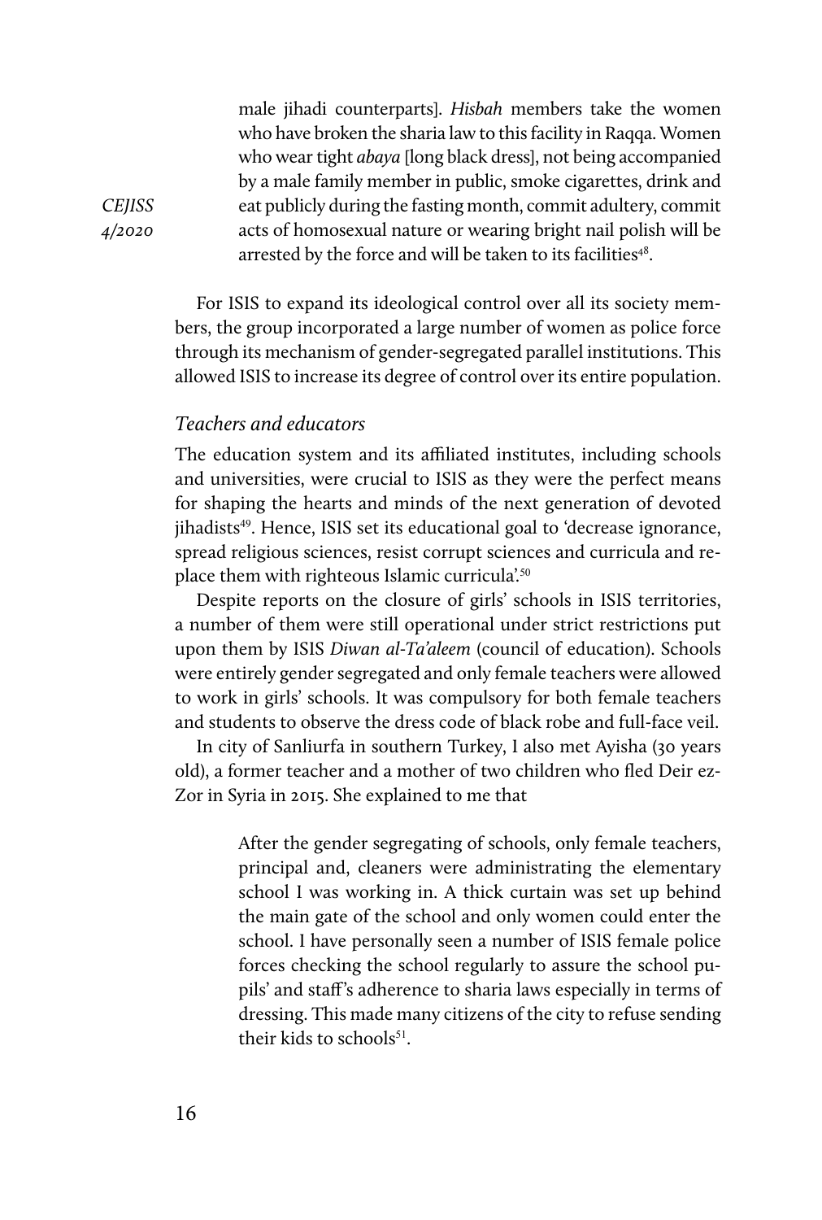> male jihadi counterparts]. *Hisbah* members take the women who have broken the sharia law to this facility in Raqqa. Women who wear tight *abaya* [long black dress], not being accompanied by a male family member in public, smoke cigarettes, drink and eat publicly during the fasting month, commit adultery, commit acts of homosexual nature or wearing bright nail polish will be arrested by the force and will be taken to its facilities[48].

For ISIS to expand its ideological control over all its society members, the group incorporated a large number of women as police force through its mechanism of gender-segregated parallel institutions. This allowed ISIS to increase its degree of control over its entire population.

### *Teachers and educators*

The education system and its affiliated institutes, including schools and universities, were crucial to ISIS as they were the perfect means for shaping the hearts and minds of the next generation of devoted jihadists[49]. Hence, ISIS set its educational goal to 'decrease ignorance, spread religious sciences, resist corrupt sciences and curricula and replace them with righteous Islamic curricula'.[50]

Despite reports on the closure of girls' schools in ISIS territories, a number of them were still operational under strict restrictions put upon them by ISIS *Diwan al-Ta'aleem* (council of education). Schools were entirely gender segregated and only female teachers were allowed to work in girls' schools. It was compulsory for both female teachers and students to observe the dress code of black robe and full-face veil.

In city of Sanliurfa in southern Turkey, I also met Ayisha (30 years old), a former teacher and a mother of two children who fled Deir ez-Zor in Syria in 2015. She explained to me that

> After the gender segregating of schools, only female teachers, principal and, cleaners were administrating the elementary school I was working in. A thick curtain was set up behind the main gate of the school and only women could enter the school. I have personally seen a number of ISIS female police forces checking the school regularly to assure the school pupils' and staff's adherence to sharia laws especially in terms of dressing. This made many citizens of the city to refuse sending their kids to schools[51].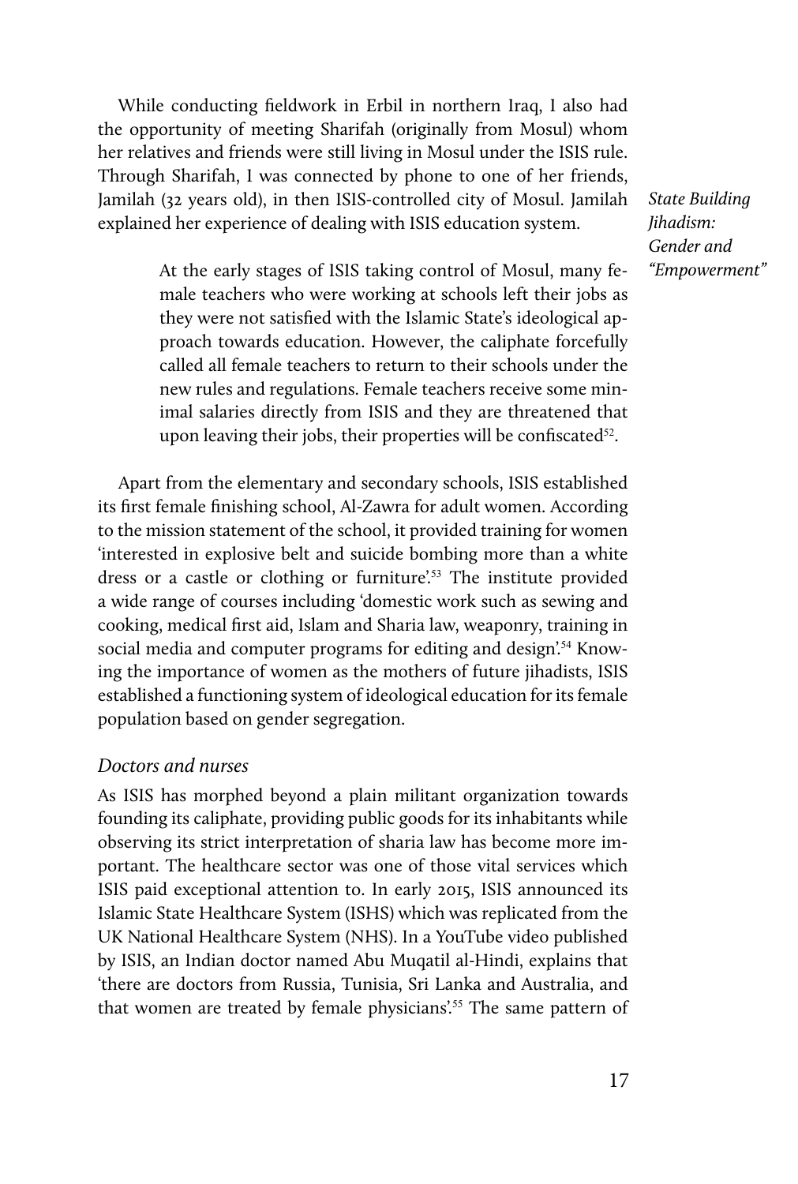While conducting fieldwork in Erbil in northern Iraq, I also had the opportunity of meeting Sharifah (originally from Mosul) whom her relatives and friends were still living in Mosul under the ISIS rule. Through Sharifah, I was connected by phone to one of her friends, Jamilah (32 years old), in then ISIS-controlled city of Mosul. Jamilah explained her experience of dealing with ISIS education system.

*State Building Jihadism: Gender and "Empowerment"*

> At the early stages of ISIS taking control of Mosul, many female teachers who were working at schools left their jobs as they were not satisfied with the Islamic State's ideological approach towards education. However, the caliphate forcefully called all female teachers to return to their schools under the new rules and regulations. Female teachers receive some minimal salaries directly from ISIS and they are threatened that upon leaving their jobs, their properties will be confiscated[52].

Apart from the elementary and secondary schools, ISIS established its first female finishing school, Al-Zawra for adult women. According to the mission statement of the school, it provided training for women 'interested in explosive belt and suicide bombing more than a white dress or a castle or clothing or furniture'.[53] The institute provided a wide range of courses including 'domestic work such as sewing and cooking, medical first aid, Islam and Sharia law, weaponry, training in social media and computer programs for editing and design'.[54] Knowing the importance of women as the mothers of future jihadists, ISIS established a functioning system of ideological education for its female population based on gender segregation.

### *Doctors and nurses*

As ISIS has morphed beyond a plain militant organization towards founding its caliphate, providing public goods for its inhabitants while observing its strict interpretation of sharia law has become more important. The healthcare sector was one of those vital services which ISIS paid exceptional attention to. In early 2015, ISIS announced its Islamic State Healthcare System (ISHS) which was replicated from the UK National Healthcare System (NHS). In a YouTube video published by ISIS, an Indian doctor named Abu Muqatil al-Hindi, explains that 'there are doctors from Russia, Tunisia, Sri Lanka and Australia, and that women are treated by female physicians'.[55] The same pattern of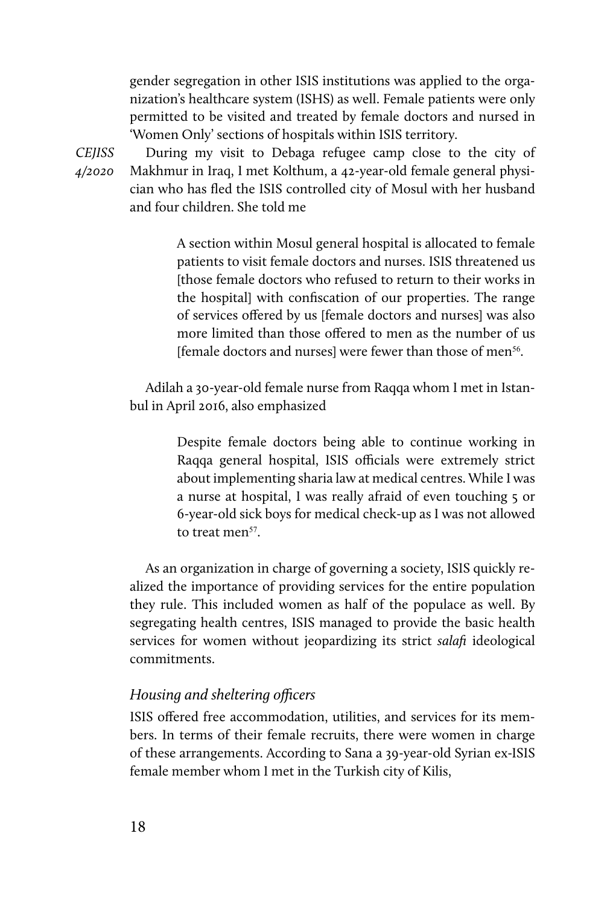gender segregation in other ISIS institutions was applied to the organization's healthcare system (ISHS) as well. Female patients were only permitted to be visited and treated by female doctors and nursed in 'Women Only' sections of hospitals within ISIS territory.

During my visit to Debaga refugee camp close to the city of Makhmur in Iraq, I met Kolthum, a 42-year-old female general physician who has fled the ISIS controlled city of Mosul with her husband and four children. She told me

> A section within Mosul general hospital is allocated to female patients to visit female doctors and nurses. ISIS threatened us [those female doctors who refused to return to their works in the hospital] with confiscation of our properties. The range of services offered by us [female doctors and nurses] was also more limited than those offered to men as the number of us [female doctors and nurses] were fewer than those of men[56].

Adilah a 30-year-old female nurse from Raqqa whom I met in Istanbul in April 2016, also emphasized

> Despite female doctors being able to continue working in Raqqa general hospital, ISIS officials were extremely strict about implementing sharia law at medical centres. While I was a nurse at hospital, I was really afraid of even touching 5 or 6-year-old sick boys for medical check-up as I was not allowed to treat men[57].

As an organization in charge of governing a society, ISIS quickly realized the importance of providing services for the entire population they rule. This included women as half of the populace as well. By segregating health centres, ISIS managed to provide the basic health services for women without jeopardizing its strict *salafi* ideological commitments.

### *Housing and sheltering officers*

ISIS offered free accommodation, utilities, and services for its members. In terms of their female recruits, there were women in charge of these arrangements. According to Sana a 39-year-old Syrian ex-ISIS female member whom I met in the Turkish city of Kilis,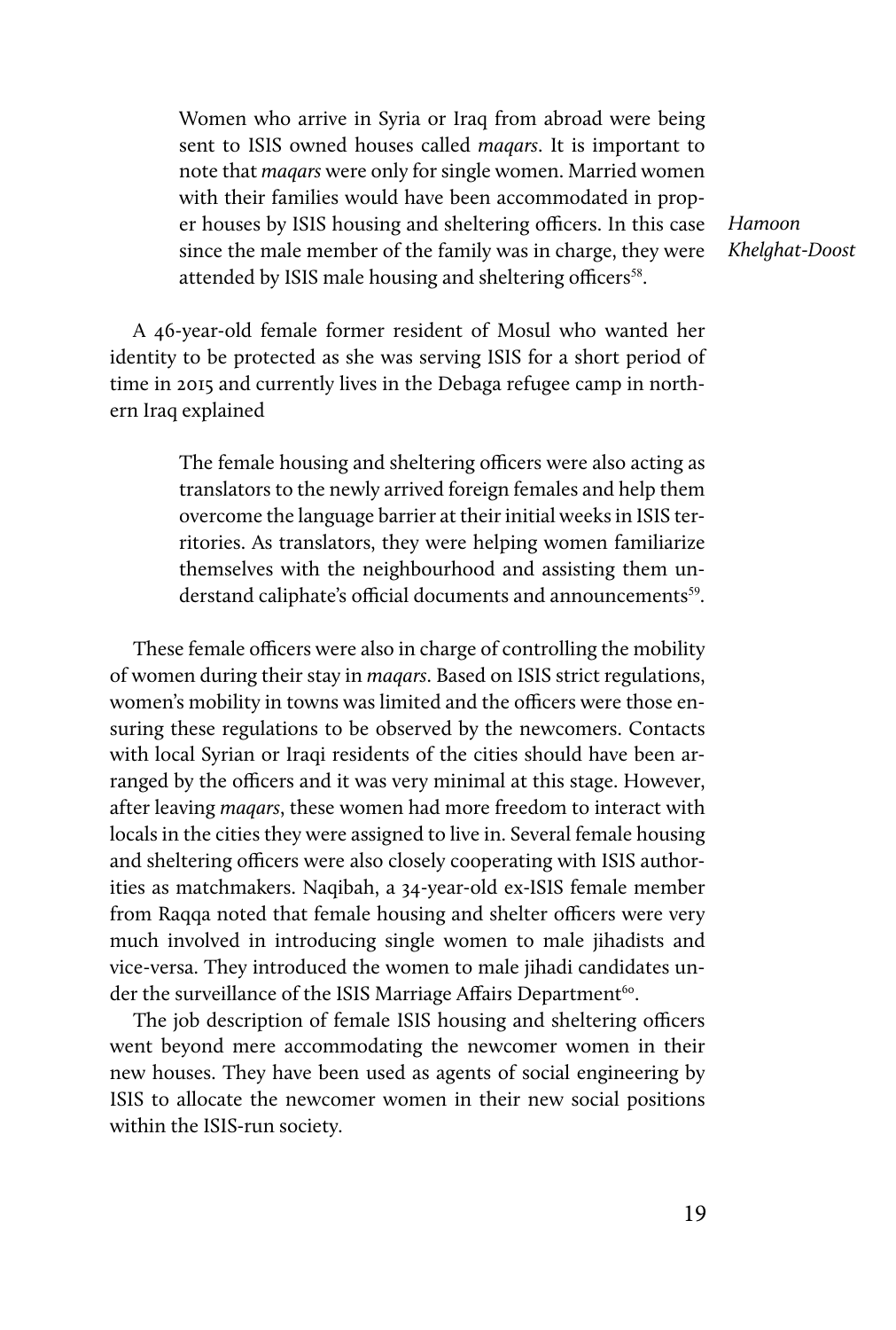> Women who arrive in Syria or Iraq from abroad were being sent to ISIS owned houses called *maqars*. It is important to note that *maqars* were only for single women. Married women with their families would have been accommodated in proper houses by ISIS housing and sheltering officers. In this case since the male member of the family was in charge, they were attended by ISIS male housing and sheltering officers[58].

A 46-year-old female former resident of Mosul who wanted her identity to be protected as she was serving ISIS for a short period of time in 2015 and currently lives in the Debaga refugee camp in northern Iraq explained

> The female housing and sheltering officers were also acting as translators to the newly arrived foreign females and help them overcome the language barrier at their initial weeks in ISIS territories. As translators, they were helping women familiarize themselves with the neighbourhood and assisting them understand caliphate's official documents and announcements[59].

These female officers were also in charge of controlling the mobility of women during their stay in *maqars*. Based on ISIS strict regulations, women's mobility in towns was limited and the officers were those ensuring these regulations to be observed by the newcomers. Contacts with local Syrian or Iraqi residents of the cities should have been arranged by the officers and it was very minimal at this stage. However, after leaving *maqars*, these women had more freedom to interact with locals in the cities they were assigned to live in. Several female housing and sheltering officers were also closely cooperating with ISIS authorities as matchmakers. Naqibah, a 34-year-old ex-ISIS female member from Raqqa noted that female housing and shelter officers were very much involved in introducing single women to male jihadists and vice-versa. They introduced the women to male jihadi candidates under the surveillance of the ISIS Marriage Affairs Department[60].

The job description of female ISIS housing and sheltering officers went beyond mere accommodating the newcomer women in their new houses. They have been used as agents of social engineering by ISIS to allocate the newcomer women in their new social positions within the ISIS-run society.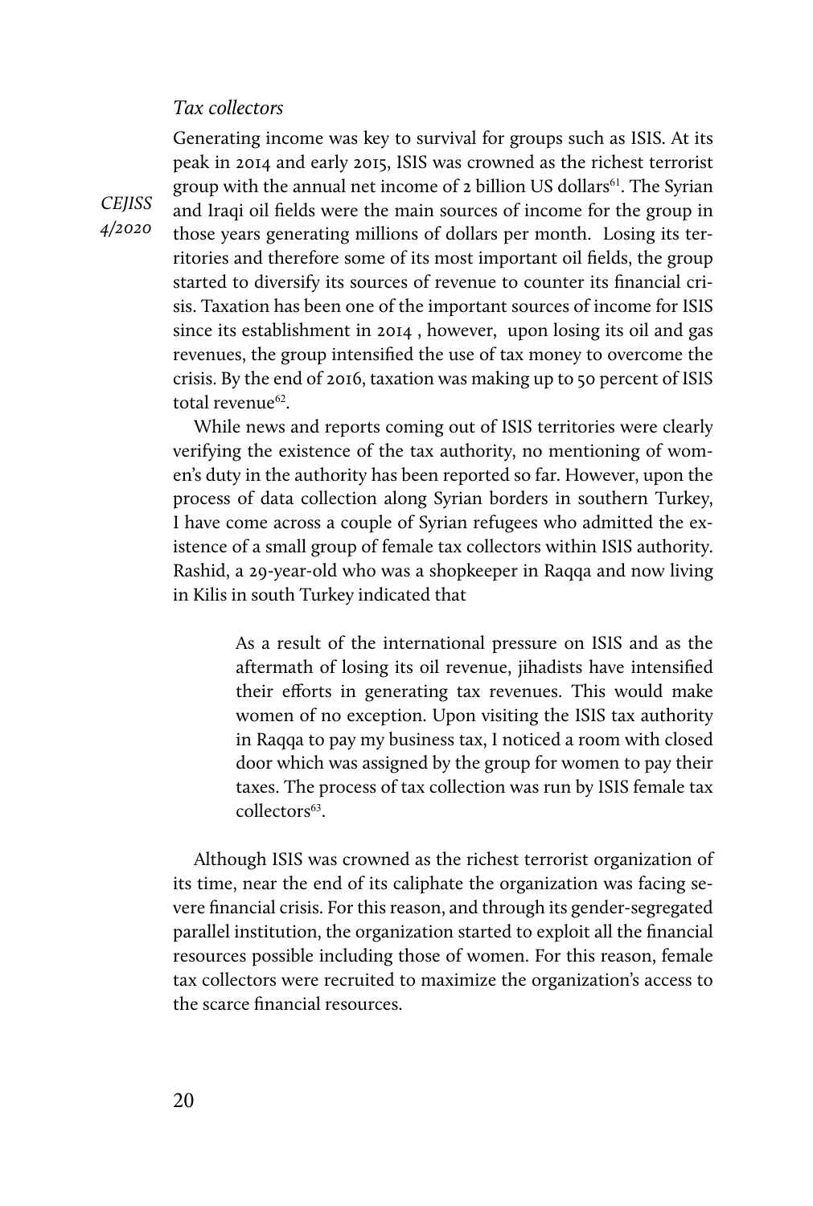### *Tax collectors*

Generating income was key to survival for groups such as ISIS. At its peak in 2014 and early 2015, ISIS was crowned as the richest terrorist group with the annual net income of 2 billion US dollars[61]. The Syrian and Iraqi oil fields were the main sources of income for the group in those years generating millions of dollars per month. Losing its territories and therefore some of its most important oil fields, the group started to diversify its sources of revenue to counter its financial crisis. Taxation has been one of the important sources of income for ISIS since its establishment in 2014 , however, upon losing its oil and gas revenues, the group intensified the use of tax money to overcome the crisis. By the end of 2016, taxation was making up to 50 percent of ISIS total revenue[62].

While news and reports coming out of ISIS territories were clearly verifying the existence of the tax authority, no mentioning of women's duty in the authority has been reported so far. However, upon the process of data collection along Syrian borders in southern Turkey, I have come across a couple of Syrian refugees who admitted the existence of a small group of female tax collectors within ISIS authority. Rashid, a 29-year-old who was a shopkeeper in Raqqa and now living in Kilis in south Turkey indicated that

> As a result of the international pressure on ISIS and as the aftermath of losing its oil revenue, jihadists have intensified their efforts in generating tax revenues. This would make women of no exception. Upon visiting the ISIS tax authority in Raqqa to pay my business tax, I noticed a room with closed door which was assigned by the group for women to pay their taxes. The process of tax collection was run by ISIS female tax collectors[63].

Although ISIS was crowned as the richest terrorist organization of its time, near the end of its caliphate the organization was facing severe financial crisis. For this reason, and through its gender-segregated parallel institution, the organization started to exploit all the financial resources possible including those of women. For this reason, female tax collectors were recruited to maximize the organization's access to the scarce financial resources.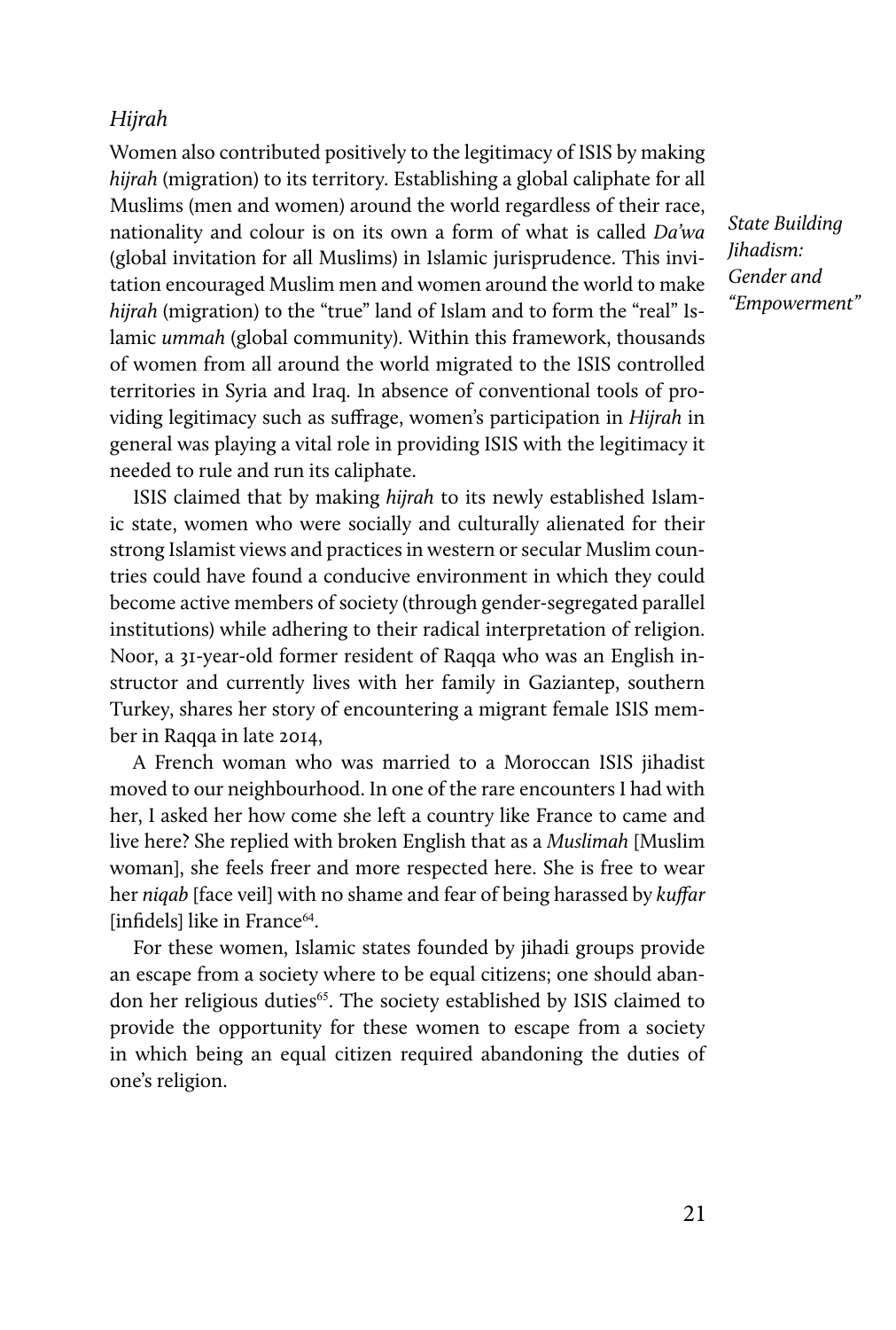### *Hijrah*

Women also contributed positively to the legitimacy of ISIS by making *hijrah* (migration) to its territory. Establishing a global caliphate for all Muslims (men and women) around the world regardless of their race, nationality and colour is on its own a form of what is called *Da'wa* (global invitation for all Muslims) in Islamic jurisprudence. This invitation encouraged Muslim men and women around the world to make *hijrah* (migration) to the "true" land of Islam and to form the "real" Islamic *ummah* (global community). Within this framework, thousands of women from all around the world migrated to the ISIS controlled territories in Syria and Iraq. In absence of conventional tools of providing legitimacy such as suffrage, women's participation in *Hijrah* in general was playing a vital role in providing ISIS with the legitimacy it needed to rule and run its caliphate.

ISIS claimed that by making *hijrah* to its newly established Islamic state, women who were socially and culturally alienated for their strong Islamist views and practices in western or secular Muslim countries could have found a conducive environment in which they could become active members of society (through gender-segregated parallel institutions) while adhering to their radical interpretation of religion. Noor, a 31-year-old former resident of Raqqa who was an English instructor and currently lives with her family in Gaziantep, southern Turkey, shares her story of encountering a migrant female ISIS member in Raqqa in late 2014,

A French woman who was married to a Moroccan ISIS jihadist moved to our neighbourhood. In one of the rare encounters I had with her, I asked her how come she left a country like France to came and live here? She replied with broken English that as a *Muslimah* [Muslim woman], she feels freer and more respected here. She is free to wear her *niqab* [face veil] with no shame and fear of being harassed by *kuffar* [infidels] like in France[64].

For these women, Islamic states founded by jihadi groups provide an escape from a society where to be equal citizens; one should abandon her religious duties[65]. The society established by ISIS claimed to provide the opportunity for these women to escape from a society in which being an equal citizen required abandoning the duties of one's religion.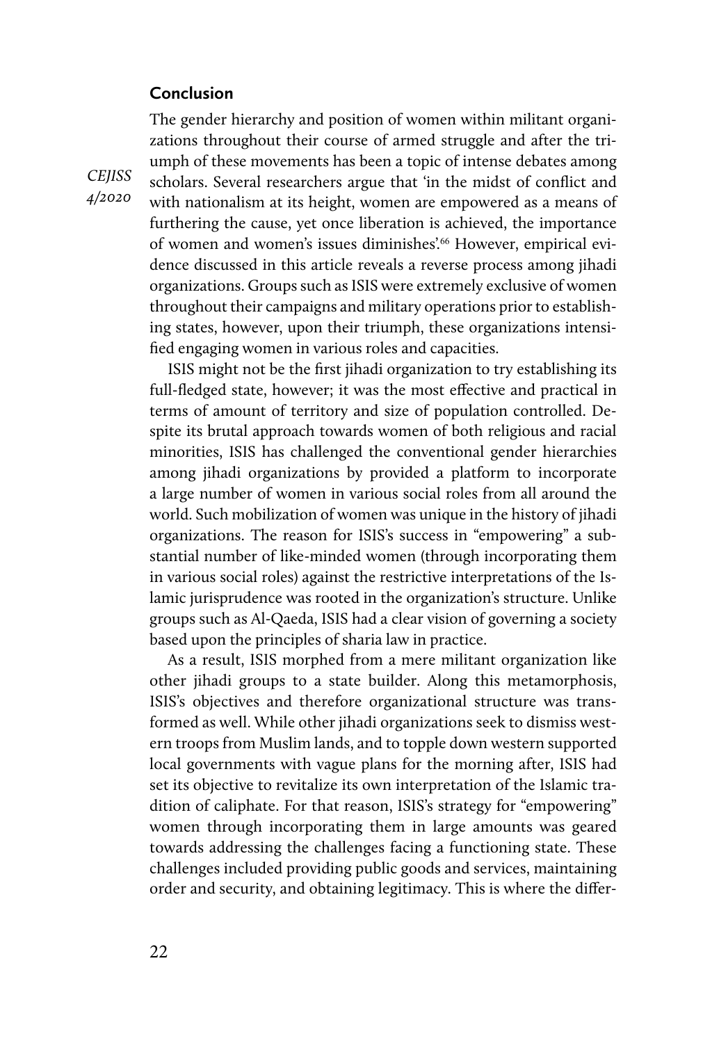## Conclusion

The gender hierarchy and position of women within militant organizations throughout their course of armed struggle and after the triumph of these movements has been a topic of intense debates among scholars. Several researchers argue that 'in the midst of conflict and with nationalism at its height, women are empowered as a means of furthering the cause, yet once liberation is achieved, the importance of women and women's issues diminishes'.[66] However, empirical evidence discussed in this article reveals a reverse process among jihadi organizations. Groups such as ISIS were extremely exclusive of women throughout their campaigns and military operations prior to establishing states, however, upon their triumph, these organizations intensified engaging women in various roles and capacities.

ISIS might not be the first jihadi organization to try establishing its full-fledged state, however; it was the most effective and practical in terms of amount of territory and size of population controlled. Despite its brutal approach towards women of both religious and racial minorities, ISIS has challenged the conventional gender hierarchies among jihadi organizations by provided a platform to incorporate a large number of women in various social roles from all around the world. Such mobilization of women was unique in the history of jihadi organizations. The reason for ISIS's success in "empowering" a substantial number of like-minded women (through incorporating them in various social roles) against the restrictive interpretations of the Islamic jurisprudence was rooted in the organization's structure. Unlike groups such as Al-Qaeda, ISIS had a clear vision of governing a society based upon the principles of sharia law in practice.

As a result, ISIS morphed from a mere militant organization like other jihadi groups to a state builder. Along this metamorphosis, ISIS's objectives and therefore organizational structure was transformed as well. While other jihadi organizations seek to dismiss western troops from Muslim lands, and to topple down western supported local governments with vague plans for the morning after, ISIS had set its objective to revitalize its own interpretation of the Islamic tradition of caliphate. For that reason, ISIS's strategy for "empowering" women through incorporating them in large amounts was geared towards addressing the challenges facing a functioning state. These challenges included providing public goods and services, maintaining order and security, and obtaining legitimacy. This is where the differ-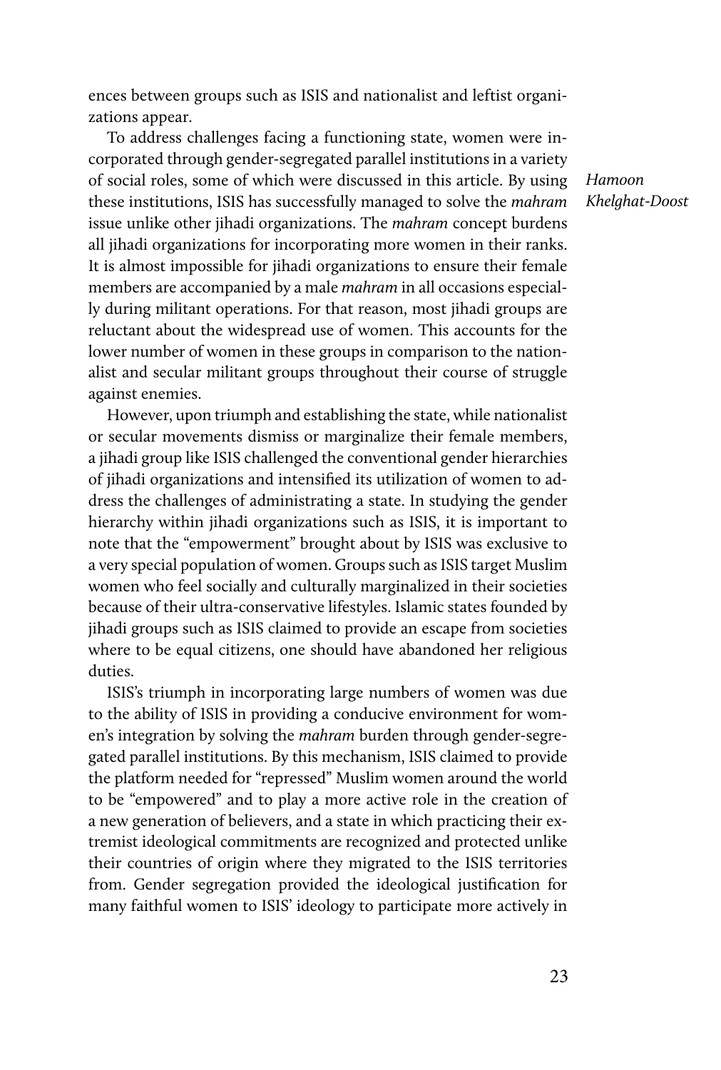ences between groups such as ISIS and nationalist and leftist organizations appear.

To address challenges facing a functioning state, women were incorporated through gender-segregated parallel institutions in a variety of social roles, some of which were discussed in this article. By using these institutions, ISIS has successfully managed to solve the *mahram* issue unlike other jihadi organizations. The *mahram* concept burdens all jihadi organizations for incorporating more women in their ranks. It is almost impossible for jihadi organizations to ensure their female members are accompanied by a male *mahram* in all occasions especially during militant operations. For that reason, most jihadi groups are reluctant about the widespread use of women. This accounts for the lower number of women in these groups in comparison to the nationalist and secular militant groups throughout their course of struggle against enemies.

However, upon triumph and establishing the state, while nationalist or secular movements dismiss or marginalize their female members, a jihadi group like ISIS challenged the conventional gender hierarchies of jihadi organizations and intensified its utilization of women to address the challenges of administrating a state. In studying the gender hierarchy within jihadi organizations such as ISIS, it is important to note that the "empowerment" brought about by ISIS was exclusive to a very special population of women. Groups such as ISIS target Muslim women who feel socially and culturally marginalized in their societies because of their ultra-conservative lifestyles. Islamic states founded by jihadi groups such as ISIS claimed to provide an escape from societies where to be equal citizens, one should have abandoned her religious duties.

ISIS's triumph in incorporating large numbers of women was due to the ability of ISIS in providing a conducive environment for women's integration by solving the *mahram* burden through gender-segregated parallel institutions. By this mechanism, ISIS claimed to provide the platform needed for "repressed" Muslim women around the world to be "empowered" and to play a more active role in the creation of a new generation of believers, and a state in which practicing their extremist ideological commitments are recognized and protected unlike their countries of origin where they migrated to the ISIS territories from. Gender segregation provided the ideological justification for many faithful women to ISIS' ideology to participate more actively in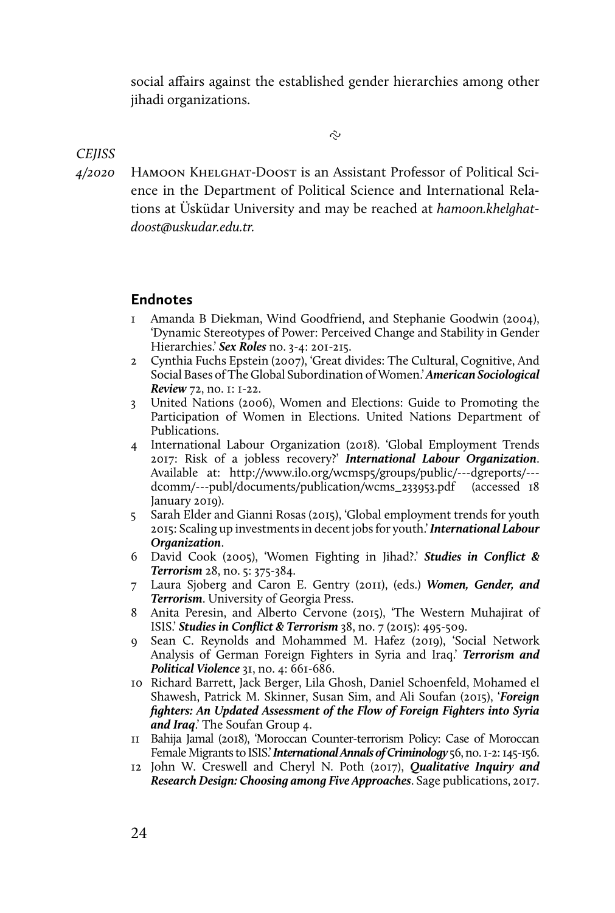social affairs against the established gender hierarchies among other jihadi organizations.

![](separator)

HAMOON KHELGHAT-DOOST is an Assistant Professor of Political Science in the Department of Political Science and International Relations at Üsküdar University and may be reached at *hamoon.khelghat-doost@uskudar.edu.tr.*

## Endnotes

1. Amanda B Diekman, Wind Goodfriend, and Stephanie Goodwin (2004), 'Dynamic Stereotypes of Power: Perceived Change and Stability in Gender Hierarchies.' ***Sex Roles*** no. 3-4: 201-215.
2. Cynthia Fuchs Epstein (2007), 'Great divides: The Cultural, Cognitive, And Social Bases of The Global Subordination of Women.' ***American Sociological Review*** 72, no. 1: 1-22.
3. United Nations (2006), Women and Elections: Guide to Promoting the Participation of Women in Elections. United Nations Department of Publications.
4. International Labour Organization (2018). 'Global Employment Trends 2017: Risk of a jobless recovery?' ***International Labour Organization***. Available at: http://www.ilo.org/wcmsp5/groups/public/---dgreports/---dcomm/---publ/documents/publication/wcms_233953.pdf (accessed 18 January 2019).
5. Sarah Elder and Gianni Rosas (2015), 'Global employment trends for youth 2015: Scaling up investments in decent jobs for youth.' ***International Labour Organization***.
6. David Cook (2005), 'Women Fighting in Jihad?.' ***Studies in Conflict & Terrorism*** 28, no. 5: 375-384.
7. Laura Sjoberg and Caron E. Gentry (2011), (eds.) ***Women, Gender, and Terrorism***. University of Georgia Press.
8. Anita Peresin, and Alberto Cervone (2015), 'The Western Muhajirat of ISIS.' ***Studies in Conflict & Terrorism*** 38, no. 7 (2015): 495-509.
9. Sean C. Reynolds and Mohammed M. Hafez (2019), 'Social Network Analysis of German Foreign Fighters in Syria and Iraq.' ***Terrorism and Political Violence*** 31, no. 4: 661-686.
10. Richard Barrett, Jack Berger, Lila Ghosh, Daniel Schoenfeld, Mohamed el Shawesh, Patrick M. Skinner, Susan Sim, and Ali Soufan (2015), '***Foreign fighters: An Updated Assessment of the Flow of Foreign Fighters into Syria and Iraq***.' The Soufan Group 4.
11. Bahija Jamal (2018), 'Moroccan Counter-terrorism Policy: Case of Moroccan Female Migrants to ISIS.' ***International Annals of Criminology*** 56, no. 1-2: 145-156.
12. John W. Creswell and Cheryl N. Poth (2017), ***Qualitative Inquiry and Research Design: Choosing among Five Approaches***. Sage publications, 2017.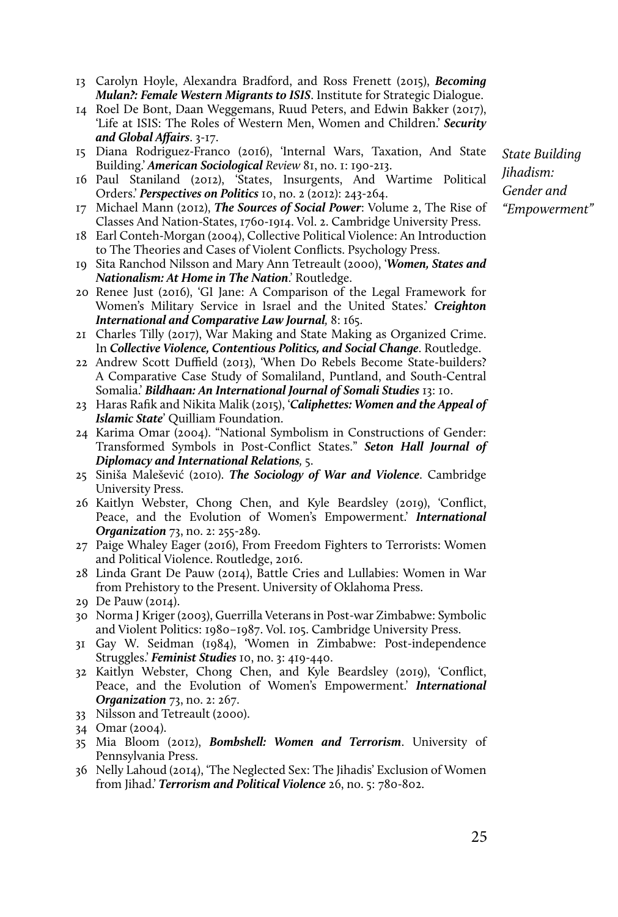13 Carolyn Hoyle, Alexandra Bradford, and Ross Frenett (2015), ***Becoming Mulan?: Female Western Migrants to ISIS***. Institute for Strategic Dialogue.

14 Roel De Bont, Daan Weggemans, Ruud Peters, and Edwin Bakker (2017), 'Life at ISIS: The Roles of Western Men, Women and Children.' ***Security and Global Affairs***. 3-17.

15 Diana Rodriguez-Franco (2016), 'Internal Wars, Taxation, And State Building.' ***American Sociological*** *Review* 81, no. 1: 190-213.

16 Paul Staniland (2012), 'States, Insurgents, And Wartime Political Orders.' ***Perspectives on Politics*** 10, no. 2 (2012): 243-264.

17 Michael Mann (2012), ***The Sources of Social Power***: Volume 2, The Rise of Classes And Nation-States, 1760-1914. Vol. 2. Cambridge University Press.

18 Earl Conteh-Morgan (2004), Collective Political Violence: An Introduction to The Theories and Cases of Violent Conflicts. Psychology Press.

19 Sita Ranchod Nilsson and Mary Ann Tetreault (2000), '***Women, States and Nationalism: At Home in The Nation***.' Routledge.

20 Renee Just (2016), 'GI Jane: A Comparison of the Legal Framework for Women's Military Service in Israel and the United States.' ***Creighton International and Comparative Law Journal,*** 8: 165.

21 Charles Tilly (2017), War Making and State Making as Organized Crime. In ***Collective Violence, Contentious Politics, and Social Change***. Routledge.

22 Andrew Scott Duffield (2013), 'When Do Rebels Become State-builders? A Comparative Case Study of Somaliland, Puntland, and South-Central Somalia.' ***Bildhaan: An International Journal of Somali Studies*** 13: 10.

23 Haras Rafik and Nikita Malik (2015), '***Caliphettes: Women and the Appeal of Islamic State***' Quilliam Foundation.

24 Karima Omar (2004). "National Symbolism in Constructions of Gender: Transformed Symbols in Post-Conflict States." ***Seton Hall Journal of Diplomacy and International Relations,*** 5.

25 Siniša Malešević (2010). ***The Sociology of War and Violence***. Cambridge University Press.

26 Kaitlyn Webster, Chong Chen, and Kyle Beardsley (2019), 'Conflict, Peace, and the Evolution of Women's Empowerment.' ***International Organization*** 73, no. 2: 255-289.

27 Paige Whaley Eager (2016), From Freedom Fighters to Terrorists: Women and Political Violence. Routledge, 2016.

28 Linda Grant De Pauw (2014), Battle Cries and Lullabies: Women in War from Prehistory to the Present. University of Oklahoma Press.

29 De Pauw (2014).

30 Norma J Kriger (2003), Guerrilla Veterans in Post-war Zimbabwe: Symbolic and Violent Politics: 1980–1987. Vol. 105. Cambridge University Press.

31 Gay W. Seidman (1984), 'Women in Zimbabwe: Post-independence Struggles.' ***Feminist Studies*** 10, no. 3: 419-440.

32 Kaitlyn Webster, Chong Chen, and Kyle Beardsley (2019), 'Conflict, Peace, and the Evolution of Women's Empowerment.' ***International Organization*** 73, no. 2: 267.

33 Nilsson and Tetreault (2000).

34 Omar (2004).

35 Mia Bloom (2012), ***Bombshell: Women and Terrorism***. University of Pennsylvania Press.

36 Nelly Lahoud (2014), 'The Neglected Sex: The Jihadis' Exclusion of Women from Jihad.' ***Terrorism and Political Violence*** 26, no. 5: 780-802.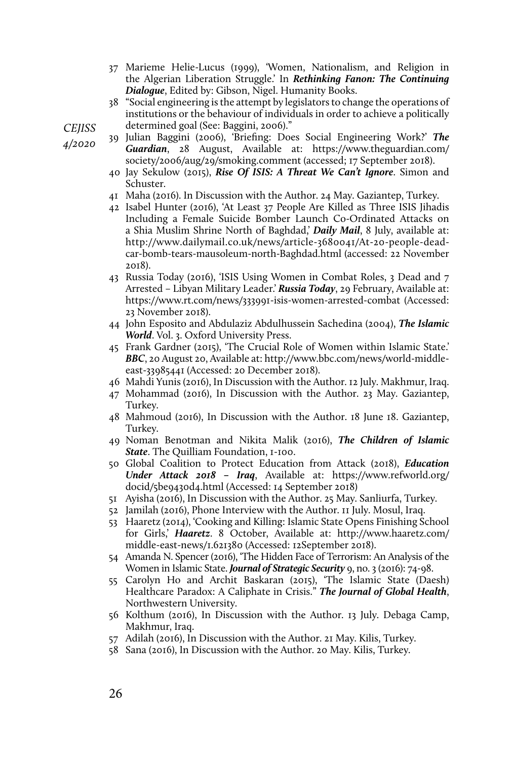37 Marieme Helie-Lucus (1999), 'Women, Nationalism, and Religion in the Algerian Liberation Struggle.' In ***Rethinking Fanon: The Continuing Dialogue***, Edited by: Gibson, Nigel. Humanity Books.

38 "Social engineering is the attempt by legislators to change the operations of institutions or the behaviour of individuals in order to achieve a politically determined goal (See: Baggini, 2006)."

39 Julian Baggini (2006), 'Briefing: Does Social Engineering Work?' ***The Guardian***, 28 August, Available at: https://www.theguardian.com/society/2006/aug/29/smoking.comment (accessed; 17 September 2018).

40 Jay Sekulow (2015), ***Rise Of ISIS: A Threat We Can't Ignore***. Simon and Schuster.

41 Maha (2016). In Discussion with the Author. 24 May. Gaziantep, Turkey.

42 Isabel Hunter (2016), 'At Least 37 People Are Killed as Three ISIS Jihadis Including a Female Suicide Bomber Launch Co-Ordinated Attacks on a Shia Muslim Shrine North of Baghdad,' ***Daily Mail***, 8 July, available at: http://www.dailymail.co.uk/news/article-3680041/At-20-people-dead-car-bomb-tears-mausoleum-north-Baghdad.html (accessed: 22 November 2018).

43 Russia Today (2016), 'ISIS Using Women in Combat Roles, 3 Dead and 7 Arrested – Libyan Military Leader.' ***Russia Today***, 29 February, Available at: https://www.rt.com/news/333991-isis-women-arrested-combat (Accessed: 23 November 2018).

44 John Esposito and Abdulaziz Abdulhussein Sachedina (2004), ***The Islamic World***. Vol. 3. Oxford University Press.

45 Frank Gardner (2015), 'The Crucial Role of Women within Islamic State.' ***BBC***, 20 August 20, Available at: http://www.bbc.com/news/world-middle-east-33985441 (Accessed: 20 December 2018).

46 Mahdi Yunis (2016), In Discussion with the Author. 12 July. Makhmur, Iraq.

47 Mohammad (2016), In Discussion with the Author. 23 May. Gaziantep, Turkey.

48 Mahmoud (2016), In Discussion with the Author. 18 June 18. Gaziantep, Turkey.

49 Noman Benotman and Nikita Malik (2016), ***The Children of Islamic State***. The Quilliam Foundation, 1-100.

50 Global Coalition to Protect Education from Attack (2018), ***Education Under Attack 2018 – Iraq***, Available at: https://www.refworld.org/docid/5be9430d4.html (Accessed: 14 September 2018)

51 Ayisha (2016), In Discussion with the Author. 25 May. Sanliurfa, Turkey.

52 Jamilah (2016), Phone Interview with the Author. 11 July. Mosul, Iraq.

53 Haaretz (2014), 'Cooking and Killing: Islamic State Opens Finishing School for Girls,' ***Haaretz***. 8 October, Available at: http://www.haaretz.com/middle-east-news/1.621380 (Accessed: 12September 2018).

54 Amanda N. Spencer (2016), 'The Hidden Face of Terrorism: An Analysis of the Women in Islamic State. ***Journal of Strategic Security*** 9, no. 3 (2016): 74-98.

55 Carolyn Ho and Archit Baskaran (2015), 'The Islamic State (Daesh) Healthcare Paradox: A Caliphate in Crisis." ***The Journal of Global Health***, Northwestern University.

56 Kolthum (2016), In Discussion with the Author. 13 July. Debaga Camp, Makhmur, Iraq.

57 Adilah (2016), In Discussion with the Author. 21 May. Kilis, Turkey.

58 Sana (2016), In Discussion with the Author. 20 May. Kilis, Turkey.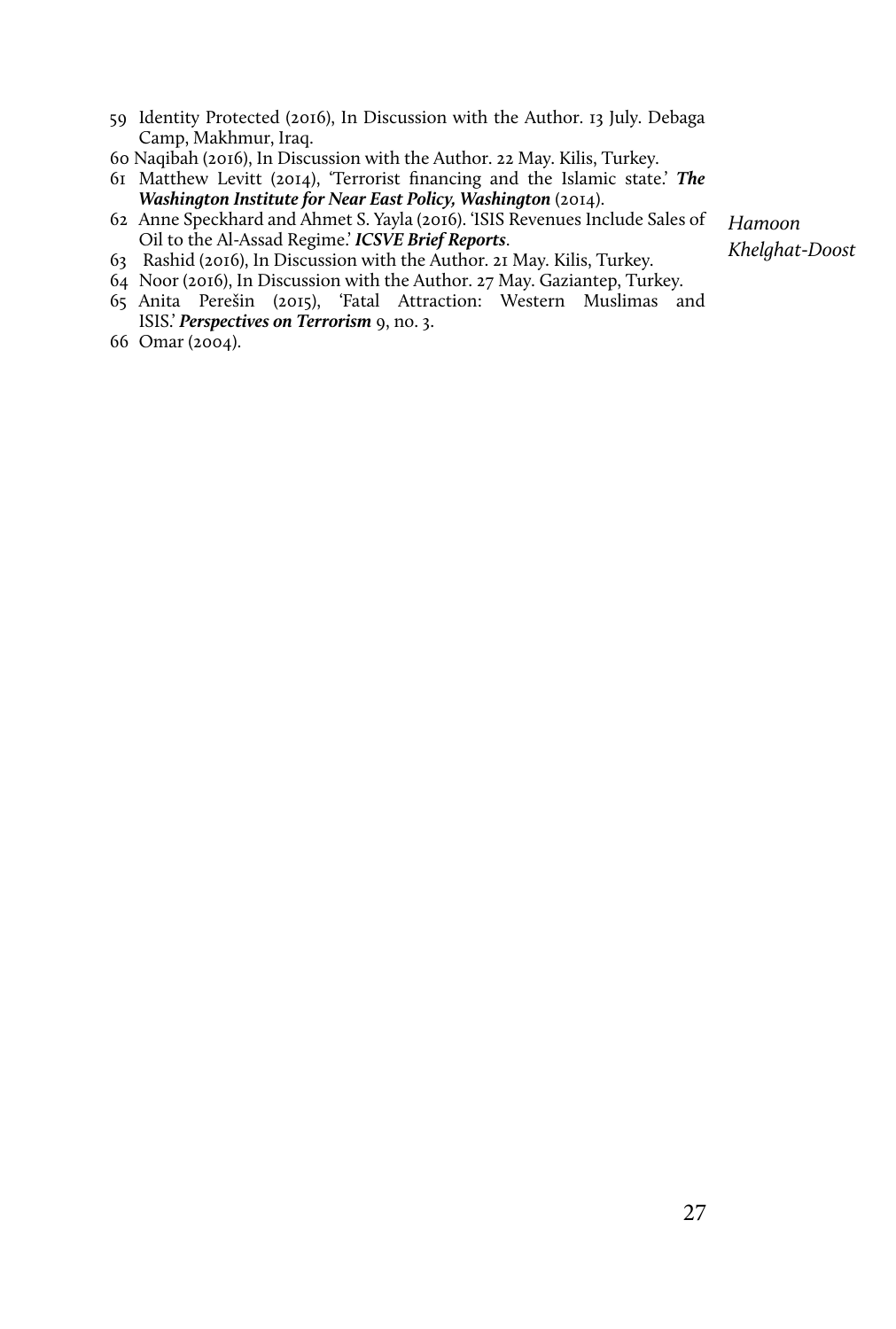59 Identity Protected (2016), In Discussion with the Author. 13 July. Debaga Camp, Makhmur, Iraq.

60 Naqibah (2016), In Discussion with the Author. 22 May. Kilis, Turkey.

61 Matthew Levitt (2014), 'Terrorist financing and the Islamic state.' ***The Washington Institute for Near East Policy, Washington*** (2014).

62 Anne Speckhard and Ahmet S. Yayla (2016). 'ISIS Revenues Include Sales of Oil to the Al-Assad Regime.' ***ICSVE Brief Reports***.

63 Rashid (2016), In Discussion with the Author. 21 May. Kilis, Turkey.

64 Noor (2016), In Discussion with the Author. 27 May. Gaziantep, Turkey.

65 Anita Perešin (2015), 'Fatal Attraction: Western Muslimas and ISIS.' ***Perspectives on Terrorism*** 9, no. 3.

66 Omar (2004).